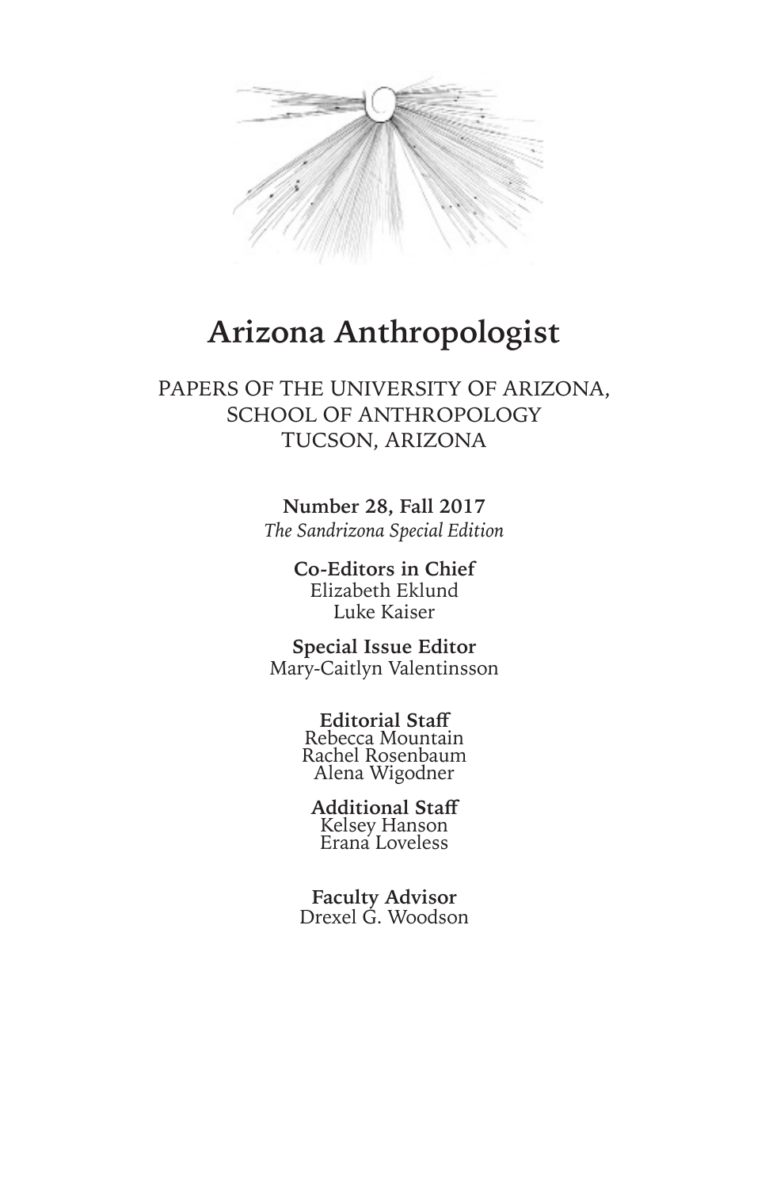# Arizona Anthropologist

PAPERS OF THE UNIVERSITY OF ARIZONA,
SCHOOL OF ANTHROPOLOGY
TUCSON, ARIZONA

**Number 28, Fall 2017**
*The Sandrizona Special Edition*

**Co-Editors in Chief**
Elizabeth Eklund
Luke Kaiser

**Special Issue Editor**
Mary-Caitlyn Valentinsson

**Editorial Staff**
Rebecca Mountain
Rachel Rosenbaum
Alena Wigodner

**Additional Staff**
Kelsey Hanson
Erana Loveless

**Faculty Advisor**
Drexel G. Woodson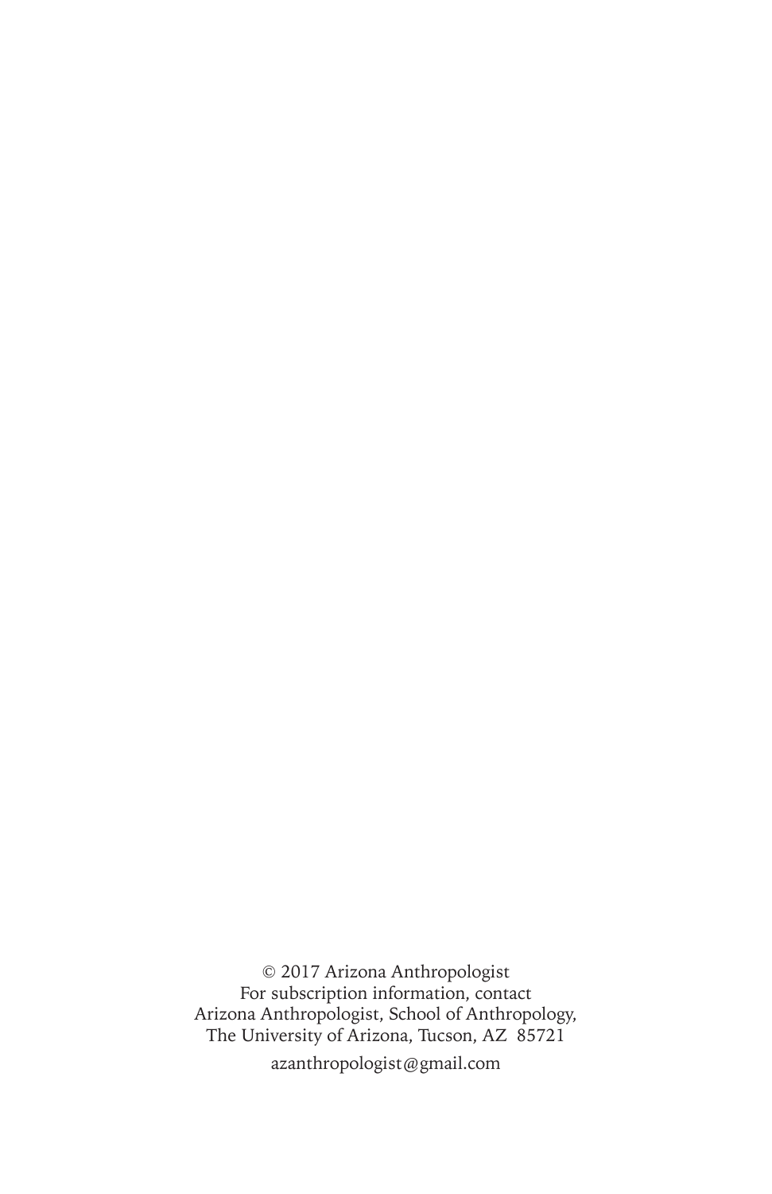© 2017 Arizona Anthropologist
For subscription information, contact
Arizona Anthropologist, School of Anthropology,
The University of Arizona, Tucson, AZ 85721

azanthropologist@gmail.com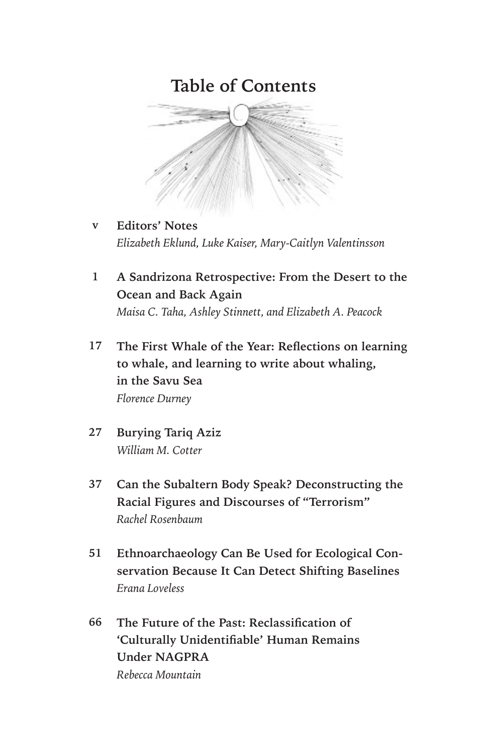# Table of Contents

v **Editors' Notes**
*Elizabeth Eklund, Luke Kaiser, Mary-Caitlyn Valentinsson*

1 **A Sandrizona Retrospective: From the Desert to the Ocean and Back Again**
*Maisa C. Taha, Ashley Stinnett, and Elizabeth A. Peacock*

17 **The First Whale of the Year: Reflections on learning to whale, and learning to write about whaling, in the Savu Sea**
*Florence Durney*

27 **Burying Tariq Aziz**
*William M. Cotter*

37 **Can the Subaltern Body Speak? Deconstructing the Racial Figures and Discourses of "Terrorism"**
*Rachel Rosenbaum*

51 **Ethnoarchaeology Can Be Used for Ecological Conservation Because It Can Detect Shifting Baselines**
*Erana Loveless*

66 **The Future of the Past: Reclassification of 'Culturally Unidentifiable' Human Remains Under NAGPRA**
*Rebecca Mountain*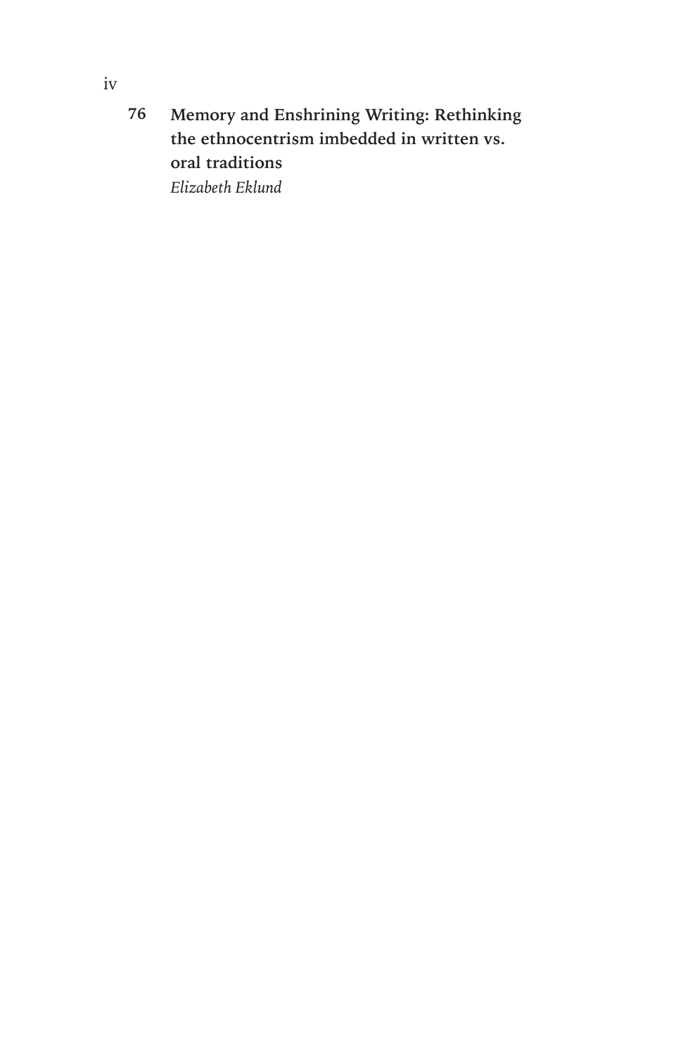76 **Memory and Enshrining Writing: Rethinking the ethnocentrism imbedded in written vs. oral traditions**
*Elizabeth Eklund*